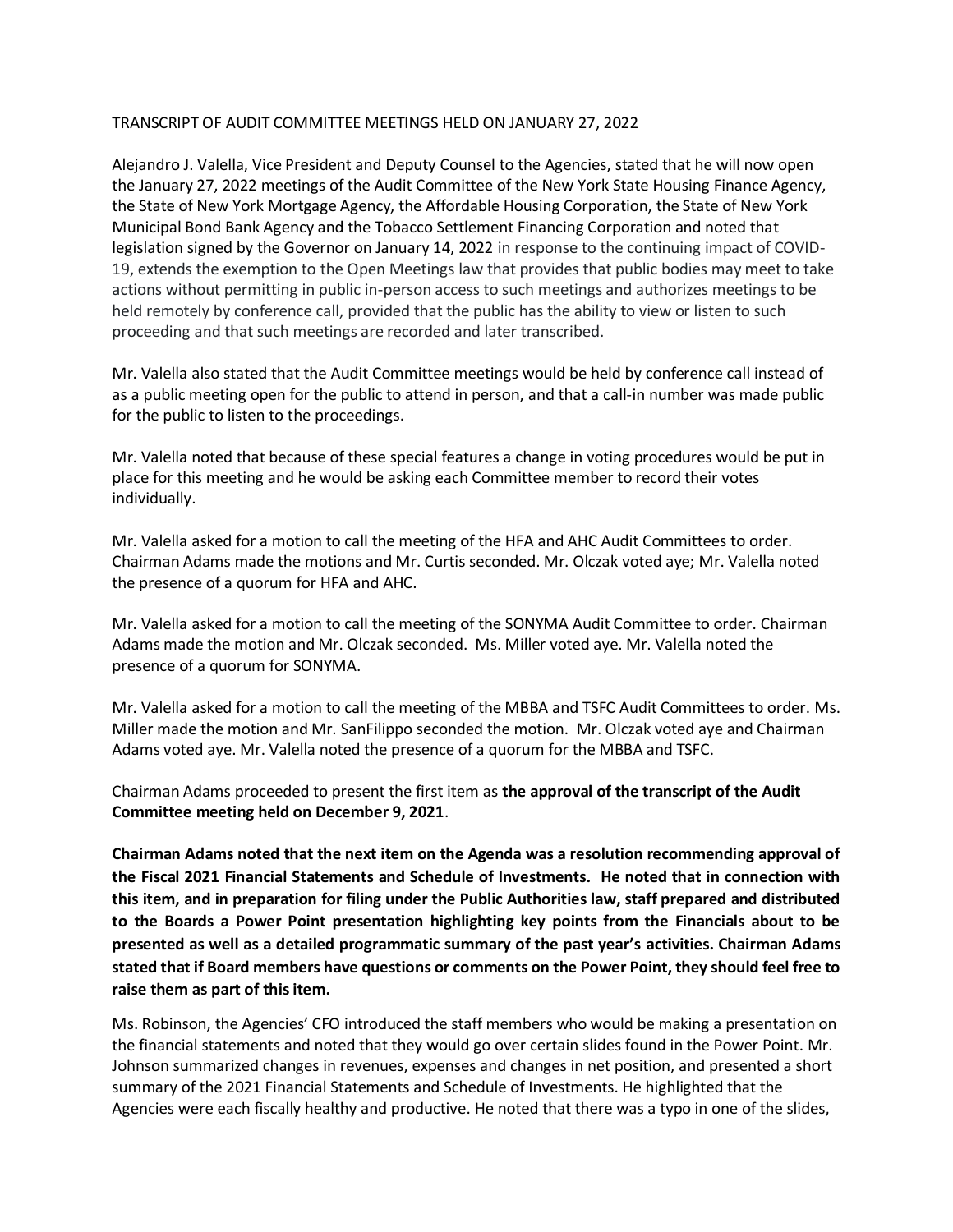TRANSCRIPT OF AUDIT COMMITTEE MEETINGS HELD ON JANUARY 27, 2022

Alejandro J. Valella, Vice President and Deputy Counsel to the Agencies, stated that he will now open the January 27, 2022 meetings of the Audit Committee of the New York State Housing Finance Agency, the State of New York Mortgage Agency, the Affordable Housing Corporation, the State of New York Municipal Bond Bank Agency and the Tobacco Settlement Financing Corporation and noted that legislation signed by the Governor on January 14, 2022 in response to the continuing impact of COVID-19, extends the exemption to the Open Meetings law that provides that public bodies may meet to take actions without permitting in public in-person access to such meetings and authorizes meetings to be held remotely by conference call, provided that the public has the ability to view or listen to such proceeding and that such meetings are recorded and later transcribed.

Mr. Valella also stated that the Audit Committee meetings would be held by conference call instead of as a public meeting open for the public to attend in person, and that a call-in number was made public for the public to listen to the proceedings.

Mr. Valella noted that because of these special features a change in voting procedures would be put in place for this meeting and he would be asking each Committee member to record their votes individually.

Mr. Valella asked for a motion to call the meeting of the HFA and AHC Audit Committees to order. Chairman Adams made the motions and Mr. Curtis seconded. Mr. Olczak voted aye; Mr. Valella noted the presence of a quorum for HFA and AHC.

Mr. Valella asked for a motion to call the meeting of the SONYMA Audit Committee to order. Chairman Adams made the motion and Mr. Olczak seconded. Ms. Miller voted aye. Mr. Valella noted the presence of a quorum for SONYMA.

Mr. Valella asked for a motion to call the meeting of the MBBA and TSFC Audit Committees to order. Ms. Miller made the motion and Mr. SanFilippo seconded the motion. Mr. Olczak voted aye and Chairman Adams voted aye. Mr. Valella noted the presence of a quorum for the MBBA and TSFC.

Chairman Adams proceeded to present the first item as **the approval of the transcript of the Audit Committee meeting held on December 9, 2021**.

**Chairman Adams noted that the next item on the Agenda was a resolution recommending approval of the Fiscal 2021 Financial Statements and Schedule of Investments. He noted that in connection with this item, and in preparation for filing under the Public Authorities law, staff prepared and distributed to the Boards a Power Point presentation highlighting key points from the Financials about to be presented as well as a detailed programmatic summary of the past year's activities. Chairman Adams stated that if Board members have questions or comments on the Power Point, they should feel free to raise them as part of this item.**

Ms. Robinson, the Agencies' CFO introduced the staff members who would be making a presentation on the financial statements and noted that they would go over certain slides found in the Power Point. Mr. Johnson summarized changes in revenues, expenses and changes in net position, and presented a short summary of the 2021 Financial Statements and Schedule of Investments. He highlighted that the Agencies were each fiscally healthy and productive. He noted that there was a typo in one of the slides,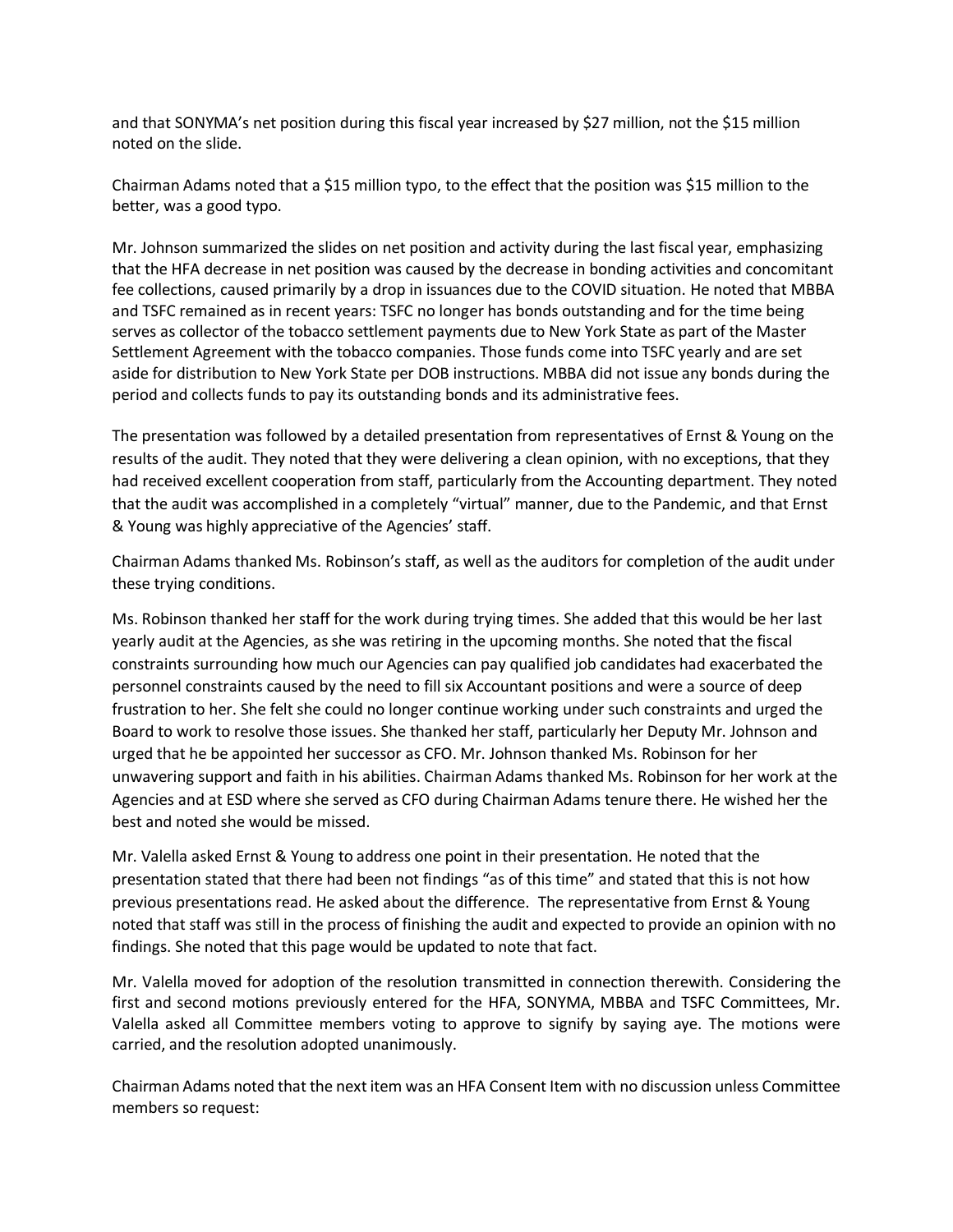and that SONYMA's net position during this fiscal year increased by $27 million, not the $15 million noted on the slide.

Chairman Adams noted that a $15 million typo, to the effect that the position was $15 million to the better, was a good typo.

Mr. Johnson summarized the slides on net position and activity during the last fiscal year, emphasizing that the HFA decrease in net position was caused by the decrease in bonding activities and concomitant fee collections, caused primarily by a drop in issuances due to the COVID situation. He noted that MBBA and TSFC remained as in recent years: TSFC no longer has bonds outstanding and for the time being serves as collector of the tobacco settlement payments due to New York State as part of the Master Settlement Agreement with the tobacco companies. Those funds come into TSFC yearly and are set aside for distribution to New York State per DOB instructions. MBBA did not issue any bonds during the period and collects funds to pay its outstanding bonds and its administrative fees.

The presentation was followed by a detailed presentation from representatives of Ernst & Young on the results of the audit. They noted that they were delivering a clean opinion, with no exceptions, that they had received excellent cooperation from staff, particularly from the Accounting department. They noted that the audit was accomplished in a completely "virtual" manner, due to the Pandemic, and that Ernst & Young was highly appreciative of the Agencies' staff.

Chairman Adams thanked Ms. Robinson's staff, as well as the auditors for completion of the audit under these trying conditions.

Ms. Robinson thanked her staff for the work during trying times. She added that this would be her last yearly audit at the Agencies, as she was retiring in the upcoming months. She noted that the fiscal constraints surrounding how much our Agencies can pay qualified job candidates had exacerbated the personnel constraints caused by the need to fill six Accountant positions and were a source of deep frustration to her. She felt she could no longer continue working under such constraints and urged the Board to work to resolve those issues. She thanked her staff, particularly her Deputy Mr. Johnson and urged that he be appointed her successor as CFO. Mr. Johnson thanked Ms. Robinson for her unwavering support and faith in his abilities. Chairman Adams thanked Ms. Robinson for her work at the Agencies and at ESD where she served as CFO during Chairman Adams tenure there. He wished her the best and noted she would be missed.

Mr. Valella asked Ernst & Young to address one point in their presentation. He noted that the presentation stated that there had been not findings "as of this time" and stated that this is not how previous presentations read. He asked about the difference. The representative from Ernst & Young noted that staff was still in the process of finishing the audit and expected to provide an opinion with no findings. She noted that this page would be updated to note that fact.

Mr. Valella moved for adoption of the resolution transmitted in connection therewith. Considering the first and second motions previously entered for the HFA, SONYMA, MBBA and TSFC Committees, Mr. Valella asked all Committee members voting to approve to signify by saying aye. The motions were carried, and the resolution adopted unanimously.

Chairman Adams noted that the next item was an HFA Consent Item with no discussion unless Committee members so request: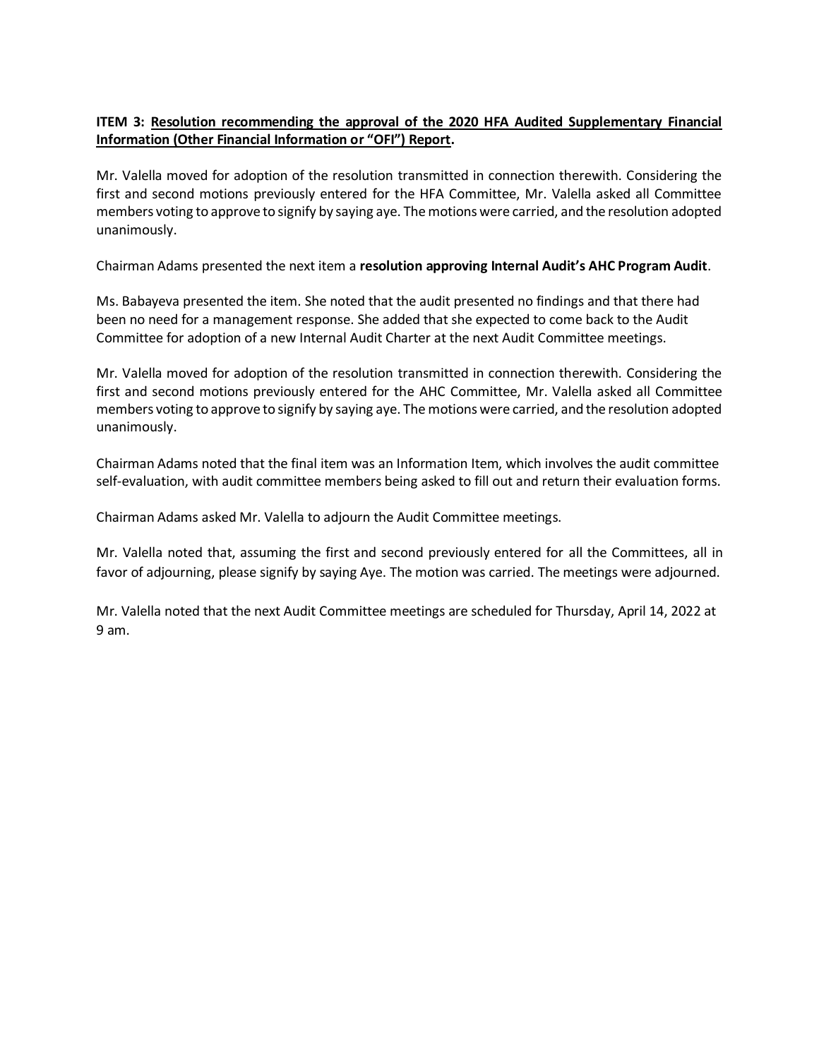**ITEM 3: <u>Resolution recommending the approval of the 2020 HFA Audited Supplementary Financial Information (Other Financial Information or "OFI") Report</u>.**

Mr. Valella moved for adoption of the resolution transmitted in connection therewith. Considering the first and second motions previously entered for the HFA Committee, Mr. Valella asked all Committee members voting to approve to signify by saying aye. The motions were carried, and the resolution adopted unanimously.

Chairman Adams presented the next item a **resolution approving Internal Audit's AHC Program Audit**.

Ms. Babayeva presented the item. She noted that the audit presented no findings and that there had been no need for a management response. She added that she expected to come back to the Audit Committee for adoption of a new Internal Audit Charter at the next Audit Committee meetings.

Mr. Valella moved for adoption of the resolution transmitted in connection therewith. Considering the first and second motions previously entered for the AHC Committee, Mr. Valella asked all Committee members voting to approve to signify by saying aye. The motions were carried, and the resolution adopted unanimously.

Chairman Adams noted that the final item was an Information Item, which involves the audit committee self-evaluation, with audit committee members being asked to fill out and return their evaluation forms.

Chairman Adams asked Mr. Valella to adjourn the Audit Committee meetings.

Mr. Valella noted that, assuming the first and second previously entered for all the Committees, all in favor of adjourning, please signify by saying Aye. The motion was carried. The meetings were adjourned.

Mr. Valella noted that the next Audit Committee meetings are scheduled for Thursday, April 14, 2022 at 9 am.